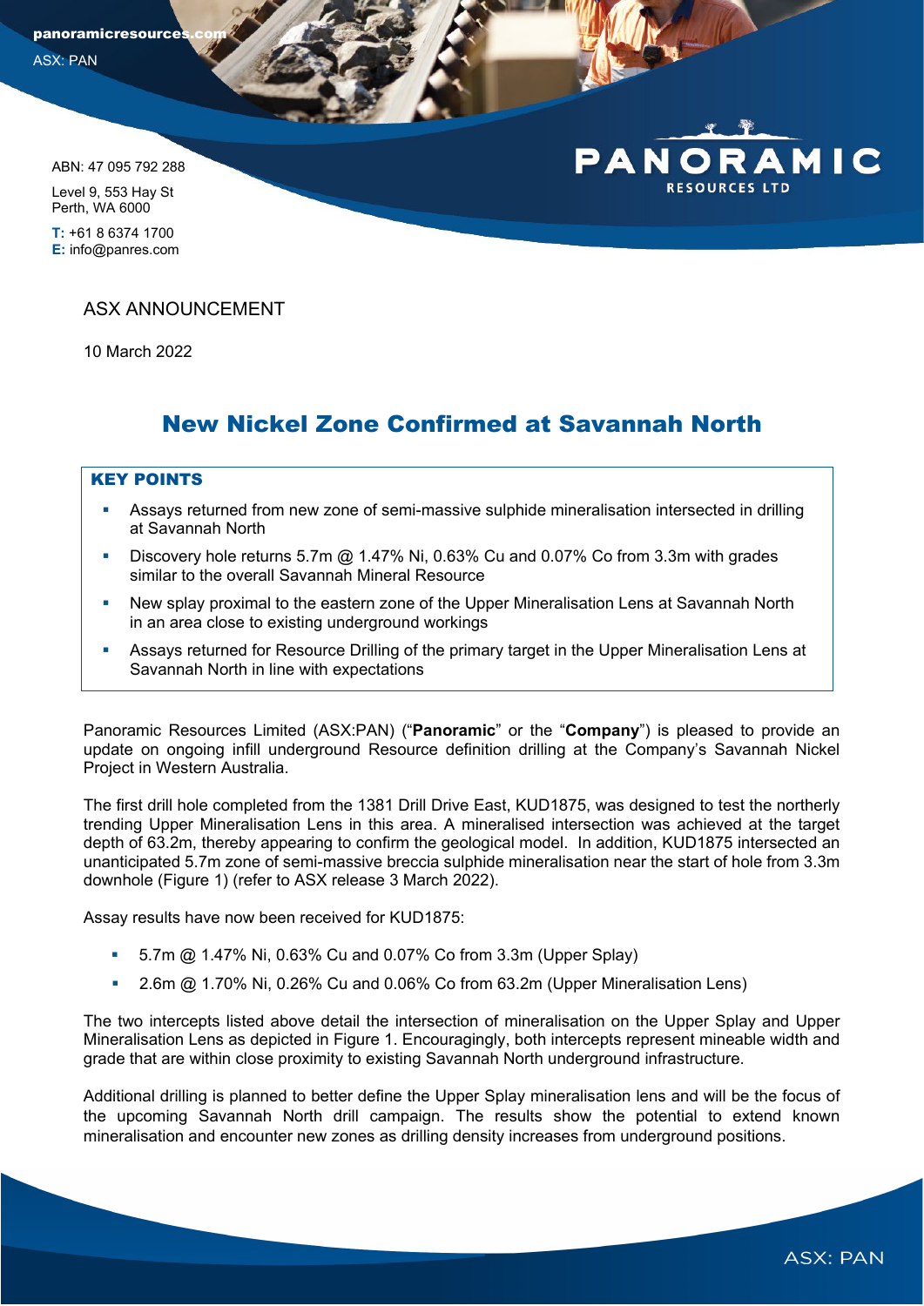panoramicresources.com

ASX: PAN

ABN: 47 095 792 288

Level 9, 553 Hay St
Perth, WA 6000

**T:** +61 8 6374 1700
**E:** info@panres.com

PANORAMIC RESOURCES LTD

ASX ANNOUNCEMENT

10 March 2022

# New Nickel Zone Confirmed at Savannah North

## KEY POINTS

- Assays returned from new zone of semi-massive sulphide mineralisation intersected in drilling at Savannah North
- Discovery hole returns 5.7m @ 1.47% Ni, 0.63% Cu and 0.07% Co from 3.3m with grades similar to the overall Savannah Mineral Resource
- New splay proximal to the eastern zone of the Upper Mineralisation Lens at Savannah North in an area close to existing underground workings
- Assays returned for Resource Drilling of the primary target in the Upper Mineralisation Lens at Savannah North in line with expectations

Panoramic Resources Limited (ASX:PAN) ("**Panoramic**" or the "**Company**") is pleased to provide an update on ongoing infill underground Resource definition drilling at the Company's Savannah Nickel Project in Western Australia.

The first drill hole completed from the 1381 Drill Drive East, KUD1875, was designed to test the northerly trending Upper Mineralisation Lens in this area. A mineralised intersection was achieved at the target depth of 63.2m, thereby appearing to confirm the geological model. In addition, KUD1875 intersected an unanticipated 5.7m zone of semi-massive breccia sulphide mineralisation near the start of hole from 3.3m downhole (Figure 1) (refer to ASX release 3 March 2022).

Assay results have now been received for KUD1875:

- 5.7m @ 1.47% Ni, 0.63% Cu and 0.07% Co from 3.3m (Upper Splay)
- 2.6m @ 1.70% Ni, 0.26% Cu and 0.06% Co from 63.2m (Upper Mineralisation Lens)

The two intercepts listed above detail the intersection of mineralisation on the Upper Splay and Upper Mineralisation Lens as depicted in Figure 1. Encouragingly, both intercepts represent mineable width and grade that are within close proximity to existing Savannah North underground infrastructure.

Additional drilling is planned to better define the Upper Splay mineralisation lens and will be the focus of the upcoming Savannah North drill campaign. The results show the potential to extend known mineralisation and encounter new zones as drilling density increases from underground positions.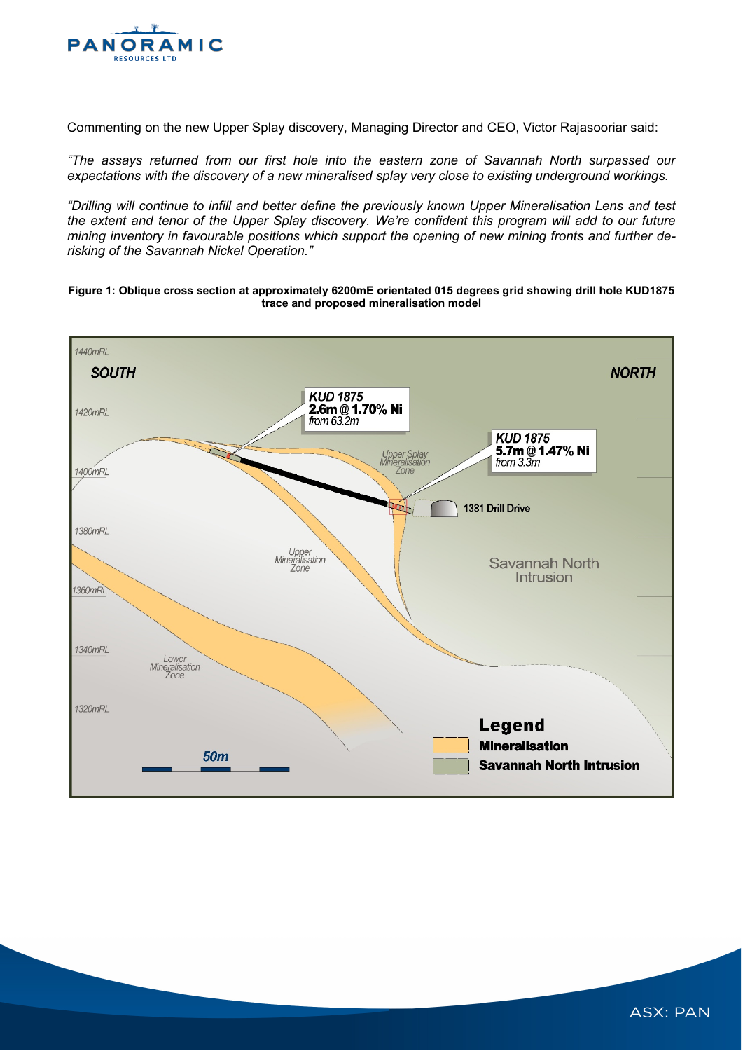Commenting on the new Upper Splay discovery, Managing Director and CEO, Victor Rajasooriar said:

*"The assays returned from our first hole into the eastern zone of Savannah North surpassed our expectations with the discovery of a new mineralised splay very close to existing underground workings.*

*"Drilling will continue to infill and better define the previously known Upper Mineralisation Lens and test the extent and tenor of the Upper Splay discovery. We're confident this program will add to our future mining inventory in favourable positions which support the opening of new mining fronts and further de-risking of the Savannah Nickel Operation."*

**Figure 1: Oblique cross section at approximately 6200mE orientated 015 degrees grid showing drill hole KUD1875 trace and proposed mineralisation model**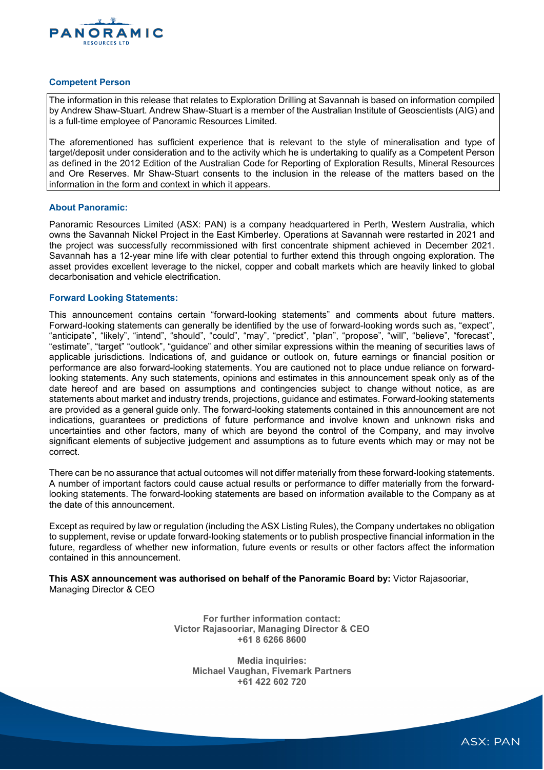### Competent Person

The information in this release that relates to Exploration Drilling at Savannah is based on information compiled by Andrew Shaw-Stuart. Andrew Shaw-Stuart is a member of the Australian Institute of Geoscientists (AIG) and is a full-time employee of Panoramic Resources Limited.

The aforementioned has sufficient experience that is relevant to the style of mineralisation and type of target/deposit under consideration and to the activity which he is undertaking to qualify as a Competent Person as defined in the 2012 Edition of the Australian Code for Reporting of Exploration Results, Mineral Resources and Ore Reserves. Mr Shaw-Stuart consents to the inclusion in the release of the matters based on the information in the form and context in which it appears.

### About Panoramic:

Panoramic Resources Limited (ASX: PAN) is a company headquartered in Perth, Western Australia, which owns the Savannah Nickel Project in the East Kimberley. Operations at Savannah were restarted in 2021 and the project was successfully recommissioned with first concentrate shipment achieved in December 2021. Savannah has a 12-year mine life with clear potential to further extend this through ongoing exploration. The asset provides excellent leverage to the nickel, copper and cobalt markets which are heavily linked to global decarbonisation and vehicle electrification.

### Forward Looking Statements:

This announcement contains certain "forward-looking statements" and comments about future matters. Forward-looking statements can generally be identified by the use of forward-looking words such as, "expect", "anticipate", "likely", "intend", "should", "could", "may", "predict", "plan", "propose", "will", "believe", "forecast", "estimate", "target" "outlook", "guidance" and other similar expressions within the meaning of securities laws of applicable jurisdictions. Indications of, and guidance or outlook on, future earnings or financial position or performance are also forward-looking statements. You are cautioned not to place undue reliance on forward-looking statements. Any such statements, opinions and estimates in this announcement speak only as of the date hereof and are based on assumptions and contingencies subject to change without notice, as are statements about market and industry trends, projections, guidance and estimates. Forward-looking statements are provided as a general guide only. The forward-looking statements contained in this announcement are not indications, guarantees or predictions of future performance and involve known and unknown risks and uncertainties and other factors, many of which are beyond the control of the Company, and may involve significant elements of subjective judgement and assumptions as to future events which may or may not be correct.

There can be no assurance that actual outcomes will not differ materially from these forward-looking statements. A number of important factors could cause actual results or performance to differ materially from the forward-looking statements. The forward-looking statements are based on information available to the Company as at the date of this announcement.

Except as required by law or regulation (including the ASX Listing Rules), the Company undertakes no obligation to supplement, revise or update forward-looking statements or to publish prospective financial information in the future, regardless of whether new information, future events or results or other factors affect the information contained in this announcement.

**This ASX announcement was authorised on behalf of the Panoramic Board by:** Victor Rajasooriar, Managing Director & CEO

**For further information contact:**
**Victor Rajasooriar, Managing Director & CEO**
**+61 8 6266 8600**

**Media inquiries:**
**Michael Vaughan, Fivemark Partners**
**+61 422 602 720**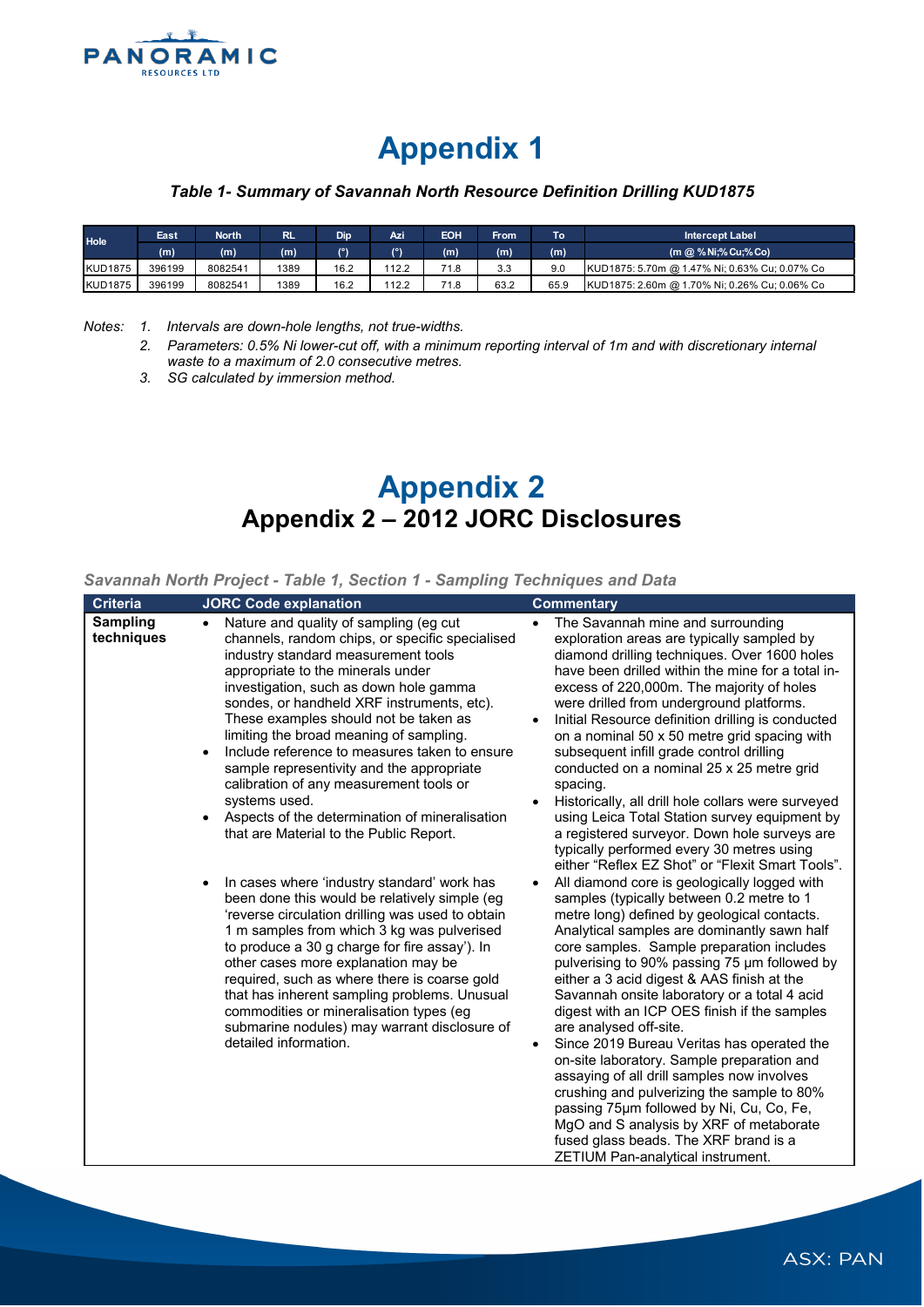# Appendix 1

***Table 1- Summary of Savannah North Resource Definition Drilling KUD1875***

| Hole | East (m) | North (m) | RL (m) | Dip (°) | Azi (°) | EOH (m) | From (m) | To (m) | Intercept Label (m @ % Ni;% Cu;% Co) |
|---|---|---|---|---|---|---|---|---|---|
| KUD1875 | 396199 | 8082541 | 1389 | 16.2 | 112.2 | 71.8 | 3.3 | 9.0 | KUD1875: 5.70m @ 1.47% Ni; 0.63% Cu; 0.07% Co |
| KUD1875 | 396199 | 8082541 | 1389 | 16.2 | 112.2 | 71.8 | 63.2 | 65.9 | KUD1875: 2.60m @ 1.70% Ni; 0.26% Cu; 0.06% Co |

*Notes:*

1. *Intervals are down-hole lengths, not true-widths.*
2. *Parameters: 0.5% Ni lower-cut off, with a minimum reporting interval of 1m and with discretionary internal waste to a maximum of 2.0 consecutive metres.*
3. *SG calculated by immersion method.*

# Appendix 2

## Appendix 2 – 2012 JORC Disclosures

***Savannah North Project - Table 1, Section 1 - Sampling Techniques and Data***

| Criteria | JORC Code explanation | Commentary |
|---|---|---|
| **Sampling techniques** | • Nature and quality of sampling (eg cut channels, random chips, or specific specialised industry standard measurement tools appropriate to the minerals under investigation, such as down hole gamma sondes, or handheld XRF instruments, etc). These examples should not be taken as limiting the broad meaning of sampling.<br>• Include reference to measures taken to ensure sample representivity and the appropriate calibration of any measurement tools or systems used.<br>• Aspects of the determination of mineralisation that are Material to the Public Report.<br>• In cases where 'industry standard' work has been done this would be relatively simple (eg 'reverse circulation drilling was used to obtain 1 m samples from which 3 kg was pulverised to produce a 30 g charge for fire assay'). In other cases more explanation may be required, such as where there is coarse gold that has inherent sampling problems. Unusual commodities or mineralisation types (eg submarine nodules) may warrant disclosure of detailed information. | • The Savannah mine and surrounding exploration areas are typically sampled by diamond drilling techniques. Over 1600 holes have been drilled within the mine for a total in-excess of 220,000m. The majority of holes were drilled from underground platforms.<br>• Initial Resource definition drilling is conducted on a nominal 50 x 50 metre grid spacing with subsequent infill grade control drilling conducted on a nominal 25 x 25 metre grid spacing.<br>• Historically, all drill hole collars were surveyed using Leica Total Station survey equipment by a registered surveyor. Down hole surveys are typically performed every 30 metres using either "Reflex EZ Shot" or "Flexit Smart Tools".<br>• All diamond core is geologically logged with samples (typically between 0.2 metre to 1 metre long) defined by geological contacts. Analytical samples are dominantly sawn half core samples. Sample preparation includes pulverising to 90% passing 75 µm followed by either a 3 acid digest & AAS finish at the Savannah onsite laboratory or a total 4 acid digest with an ICP OES finish if the samples are analysed off-site.<br>• Since 2019 Bureau Veritas has operated the on-site laboratory. Sample preparation and assaying of all drill samples now involves crushing and pulverizing the sample to 80% passing 75µm followed by Ni, Cu, Co, Fe, MgO and S analysis by XRF of metaborate fused glass beads. The XRF brand is a ZETIUM Pan-analytical instrument. |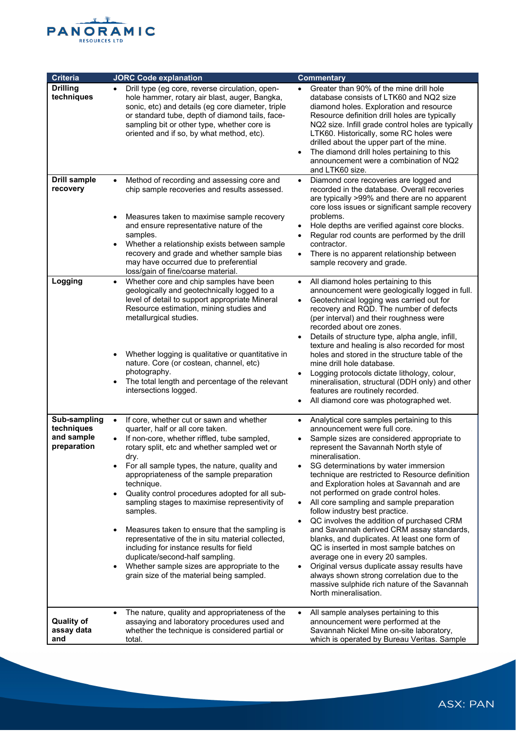| Criteria | JORC Code explanation | Commentary |
|---|---|---|
| **Drilling techniques** | • Drill type (eg core, reverse circulation, open-hole hammer, rotary air blast, auger, Bangka, sonic, etc) and details (eg core diameter, triple or standard tube, depth of diamond tails, face-sampling bit or other type, whether core is oriented and if so, by what method, etc). | • Greater than 90% of the mine drill hole database consists of LTK60 and NQ2 size diamond holes. Exploration and resource Resource definition drill holes are typically NQ2 size. Infill grade control holes are typically LTK60. Historically, some RC holes were drilled about the upper part of the mine.<br>• The diamond drill holes pertaining to this announcement were a combination of NQ2 and LTK60 size. |
| **Drill sample recovery** | • Method of recording and assessing core and chip sample recoveries and results assessed.<br>• Measures taken to maximise sample recovery and ensure representative nature of the samples.<br>• Whether a relationship exists between sample recovery and grade and whether sample bias may have occurred due to preferential loss/gain of fine/coarse material. | • Diamond core recoveries are logged and recorded in the database. Overall recoveries are typically >99% and there are no apparent core loss issues or significant sample recovery problems.<br>• Hole depths are verified against core blocks.<br>• Regular rod counts are performed by the drill contractor.<br>• There is no apparent relationship between sample recovery and grade. |
| **Logging** | • Whether core and chip samples have been geologically and geotechnically logged to a level of detail to support appropriate Mineral Resource estimation, mining studies and metallurgical studies.<br>• Whether logging is qualitative or quantitative in nature. Core (or costean, channel, etc) photography.<br>• The total length and percentage of the relevant intersections logged. | • All diamond holes pertaining to this announcement were geologically logged in full.<br>• Geotechnical logging was carried out for recovery and RQD. The number of defects (per interval) and their roughness were recorded about ore zones.<br>• Details of structure type, alpha angle, infill, texture and healing is also recorded for most holes and stored in the structure table of the mine drill hole database.<br>• Logging protocols dictate lithology, colour, mineralisation, structural (DDH only) and other features are routinely recorded.<br>• All diamond core was photographed wet. |
| **Sub-sampling techniques and sample preparation** | • If core, whether cut or sawn and whether quarter, half or all core taken.<br>• If non-core, whether riffled, tube sampled, rotary split, etc and whether sampled wet or dry.<br>• For all sample types, the nature, quality and appropriateness of the sample preparation technique.<br>• Quality control procedures adopted for all sub-sampling stages to maximise representivity of samples.<br>• Measures taken to ensure that the sampling is representative of the in situ material collected, including for instance results for field duplicate/second-half sampling.<br>• Whether sample sizes are appropriate to the grain size of the material being sampled. | • Analytical core samples pertaining to this announcement were full core.<br>• Sample sizes are considered appropriate to represent the Savannah North style of mineralisation.<br>• SG determinations by water immersion technique are restricted to Resource definition and Exploration holes at Savannah and are not performed on grade control holes.<br>• All core sampling and sample preparation follow industry best practice.<br>• QC involves the addition of purchased CRM and Savannah derived CRM assay standards, blanks, and duplicates. At least one form of QC is inserted in most sample batches on average one in every 20 samples.<br>• Original versus duplicate assay results have always shown strong correlation due to the massive sulphide rich nature of the Savannah North mineralisation. |
| **Quality of assay data and** | • The nature, quality and appropriateness of the assaying and laboratory procedures used and whether the technique is considered partial or total. | • All sample analyses pertaining to this announcement were performed at the Savannah Nickel Mine on-site laboratory, which is operated by Bureau Veritas. Sample |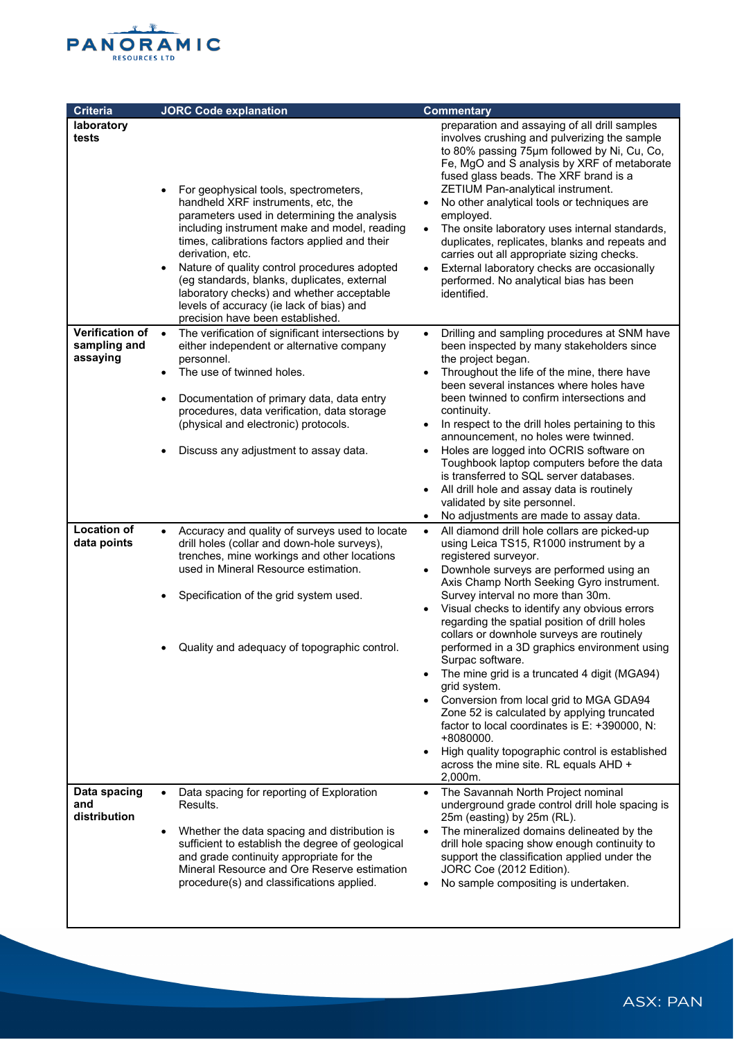| Criteria | JORC Code explanation | Commentary |
|---|---|---|
| **laboratory tests** | • For geophysical tools, spectrometers, handheld XRF instruments, etc, the parameters used in determining the analysis including instrument make and model, reading times, calibrations factors applied and their derivation, etc.<br>• Nature of quality control procedures adopted (eg standards, blanks, duplicates, external laboratory checks) and whether acceptable levels of accuracy (ie lack of bias) and precision have been established. | preparation and assaying of all drill samples involves crushing and pulverizing the sample to 80% passing 75µm followed by Ni, Cu, Co, Fe, MgO and S analysis by XRF of metaborate fused glass beads. The XRF brand is a ZETIUM Pan-analytical instrument.<br>• No other analytical tools or techniques are employed.<br>• The onsite laboratory uses internal standards, duplicates, replicates, blanks and repeats and carries out all appropriate sizing checks.<br>• External laboratory checks are occasionally performed. No analytical bias has been identified. |
| **Verification of sampling and assaying** | • The verification of significant intersections by either independent or alternative company personnel.<br>• The use of twinned holes.<br>• Documentation of primary data, data entry procedures, data verification, data storage (physical and electronic) protocols.<br>• Discuss any adjustment to assay data. | • Drilling and sampling procedures at SNM have been inspected by many stakeholders since the project began.<br>• Throughout the life of the mine, there have been several instances where holes have been twinned to confirm intersections and continuity.<br>• In respect to the drill holes pertaining to this announcement, no holes were twinned.<br>• Holes are logged into OCRIS software on Toughbook laptop computers before the data is transferred to SQL server databases.<br>• All drill hole and assay data is routinely validated by site personnel.<br>• No adjustments are made to assay data. |
| **Location of data points** | • Accuracy and quality of surveys used to locate drill holes (collar and down-hole surveys), trenches, mine workings and other locations used in Mineral Resource estimation.<br>• Specification of the grid system used.<br>• Quality and adequacy of topographic control. | • All diamond drill hole collars are picked-up using Leica TS15, R1000 instrument by a registered surveyor.<br>• Downhole surveys are performed using an Axis Champ North Seeking Gyro instrument. Survey interval no more than 30m.<br>• Visual checks to identify any obvious errors regarding the spatial position of drill holes collars or downhole surveys are routinely performed in a 3D graphics environment using Surpac software.<br>• The mine grid is a truncated 4 digit (MGA94) grid system.<br>• Conversion from local grid to MGA GDA94 Zone 52 is calculated by applying truncated factor to local coordinates is E: +390000, N: +8080000.<br>• High quality topographic control is established across the mine site. RL equals AHD + 2,000m. |
| **Data spacing and distribution** | • Data spacing for reporting of Exploration Results.<br>• Whether the data spacing and distribution is sufficient to establish the degree of geological and grade continuity appropriate for the Mineral Resource and Ore Reserve estimation procedure(s) and classifications applied. | • The Savannah North Project nominal underground grade control drill hole spacing is 25m (easting) by 25m (RL).<br>• The mineralized domains delineated by the drill hole spacing show enough continuity to support the classification applied under the JORC Coe (2012 Edition).<br>• No sample compositing is undertaken. |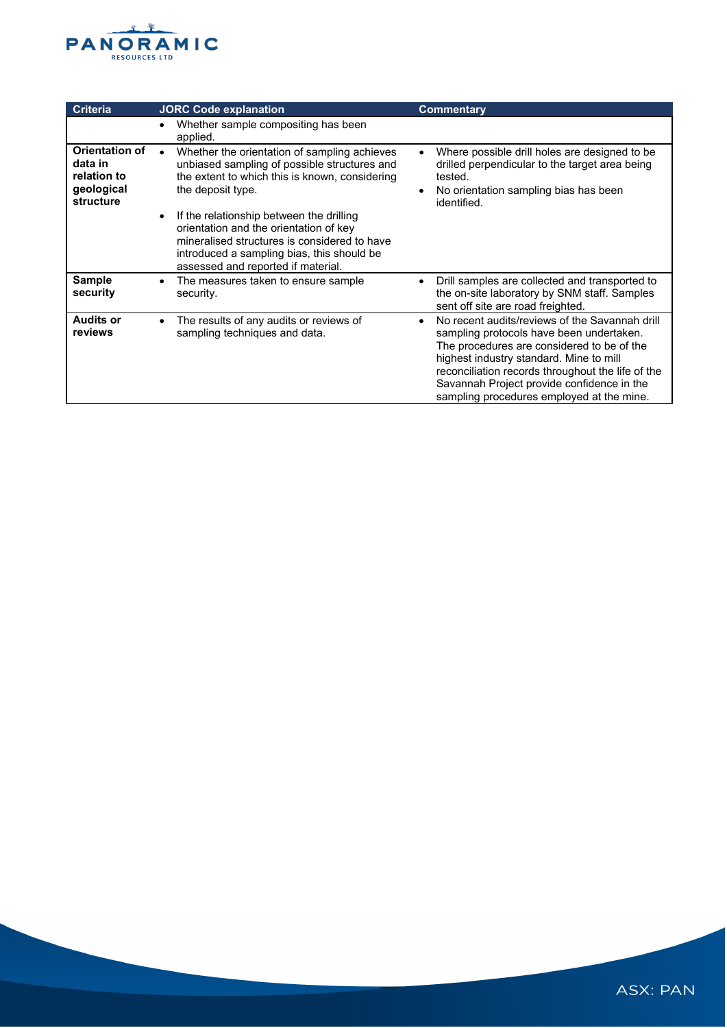| Criteria | JORC Code explanation | Commentary |
|---|---|---|
| | • Whether sample compositing has been applied. | |
| **Orientation of data in relation to geological structure** | • Whether the orientation of sampling achieves unbiased sampling of possible structures and the extent to which this is known, considering the deposit type.<br>• If the relationship between the drilling orientation and the orientation of key mineralised structures is considered to have introduced a sampling bias, this should be assessed and reported if material. | • Where possible drill holes are designed to be drilled perpendicular to the target area being tested.<br>• No orientation sampling bias has been identified. |
| **Sample security** | • The measures taken to ensure sample security. | • Drill samples are collected and transported to the on-site laboratory by SNM staff. Samples sent off site are road freighted. |
| **Audits or reviews** | • The results of any audits or reviews of sampling techniques and data. | • No recent audits/reviews of the Savannah drill sampling protocols have been undertaken. The procedures are considered to be of the highest industry standard. Mine to mill reconciliation records throughout the life of the Savannah Project provide confidence in the sampling procedures employed at the mine. |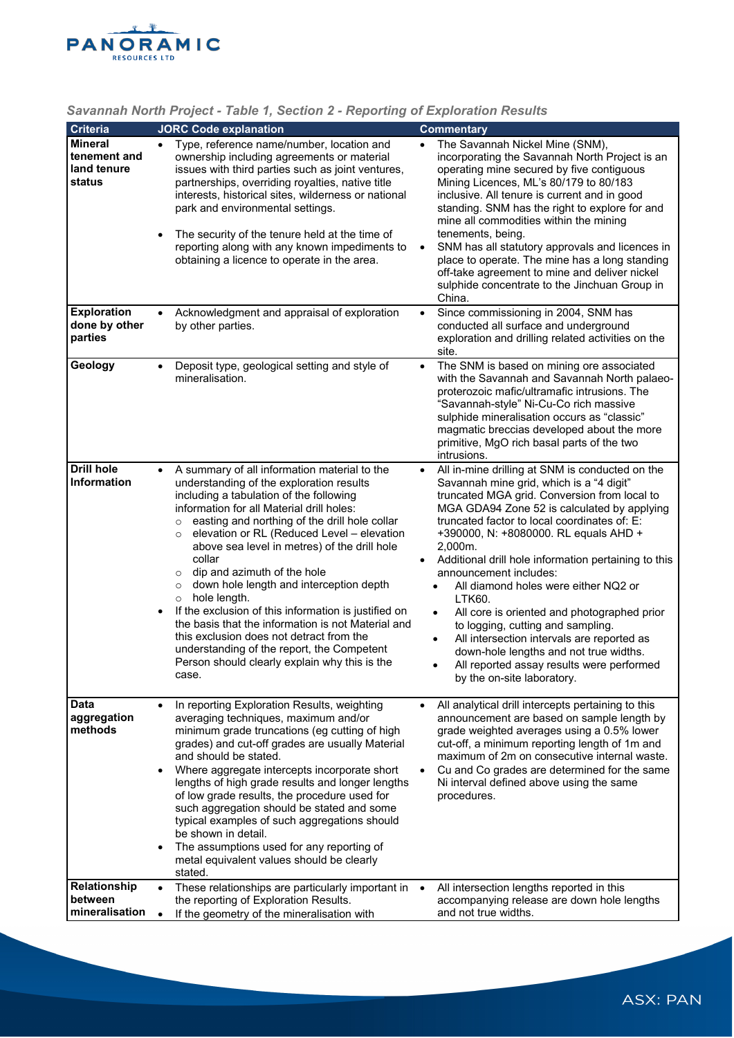*Savannah North Project - Table 1, Section 2 - Reporting of Exploration Results*

| Criteria | JORC Code explanation | Commentary |
|---|---|---|
| **Mineral tenement and land tenure status** | • Type, reference name/number, location and ownership including agreements or material issues with third parties such as joint ventures, partnerships, overriding royalties, native title interests, historical sites, wilderness or national park and environmental settings.<br>• The security of the tenure held at the time of reporting along with any known impediments to obtaining a licence to operate in the area. | • The Savannah Nickel Mine (SNM), incorporating the Savannah North Project is an operating mine secured by five contiguous Mining Licences, ML's 80/179 to 80/183 inclusive. All tenure is current and in good standing. SNM has the right to explore for and mine all commodities within the mining tenements, being.<br>• SNM has all statutory approvals and licences in place to operate. The mine has a long standing off-take agreement to mine and deliver nickel sulphide concentrate to the Jinchuan Group in China. |
| **Exploration done by other parties** | • Acknowledgment and appraisal of exploration by other parties. | • Since commissioning in 2004, SNM has conducted all surface and underground exploration and drilling related activities on the site. |
| **Geology** | • Deposit type, geological setting and style of mineralisation. | • The SNM is based on mining ore associated with the Savannah and Savannah North palaeo-proterozoic mafic/ultramafic intrusions. The "Savannah-style" Ni-Cu-Co rich massive sulphide mineralisation occurs as "classic" magmatic breccias developed about the more primitive, MgO rich basal parts of the two intrusions. |
| **Drill hole Information** | • A summary of all information material to the understanding of the exploration results including a tabulation of the following information for all Material drill holes:<br>&nbsp;&nbsp;○ easting and northing of the drill hole collar<br>&nbsp;&nbsp;○ elevation or RL (Reduced Level – elevation above sea level in metres) of the drill hole collar<br>&nbsp;&nbsp;○ dip and azimuth of the hole<br>&nbsp;&nbsp;○ down hole length and interception depth<br>&nbsp;&nbsp;○ hole length.<br>• If the exclusion of this information is justified on the basis that the information is not Material and this exclusion does not detract from the understanding of the report, the Competent Person should clearly explain why this is the case. | • All in-mine drilling at SNM is conducted on the Savannah mine grid, which is a "4 digit" truncated MGA grid. Conversion from local to MGA GDA94 Zone 52 is calculated by applying truncated factor to local coordinates of: E: +390000, N: +8080000. RL equals AHD + 2,000m.<br>• Additional drill hole information pertaining to this announcement includes:<br>&nbsp;&nbsp;• All diamond holes were either NQ2 or LTK60.<br>&nbsp;&nbsp;• All core is oriented and photographed prior to logging, cutting and sampling.<br>&nbsp;&nbsp;• All intersection intervals are reported as down-hole lengths and not true widths.<br>&nbsp;&nbsp;• All reported assay results were performed by the on-site laboratory. |
| **Data aggregation methods** | • In reporting Exploration Results, weighting averaging techniques, maximum and/or minimum grade truncations (eg cutting of high grades) and cut-off grades are usually Material and should be stated.<br>• Where aggregate intercepts incorporate short lengths of high grade results and longer lengths of low grade results, the procedure used for such aggregation should be stated and some typical examples of such aggregations should be shown in detail.<br>• The assumptions used for any reporting of metal equivalent values should be clearly stated. | • All analytical drill intercepts pertaining to this announcement are based on sample length by grade weighted averages using a 0.5% lower cut-off, a minimum reporting length of 1m and maximum of 2m on consecutive internal waste.<br>• Cu and Co grades are determined for the same Ni interval defined above using the same procedures. |
| **Relationship between mineralisation** | • These relationships are particularly important in the reporting of Exploration Results.<br>• If the geometry of the mineralisation with | • All intersection lengths reported in this accompanying release are down hole lengths and not true widths. |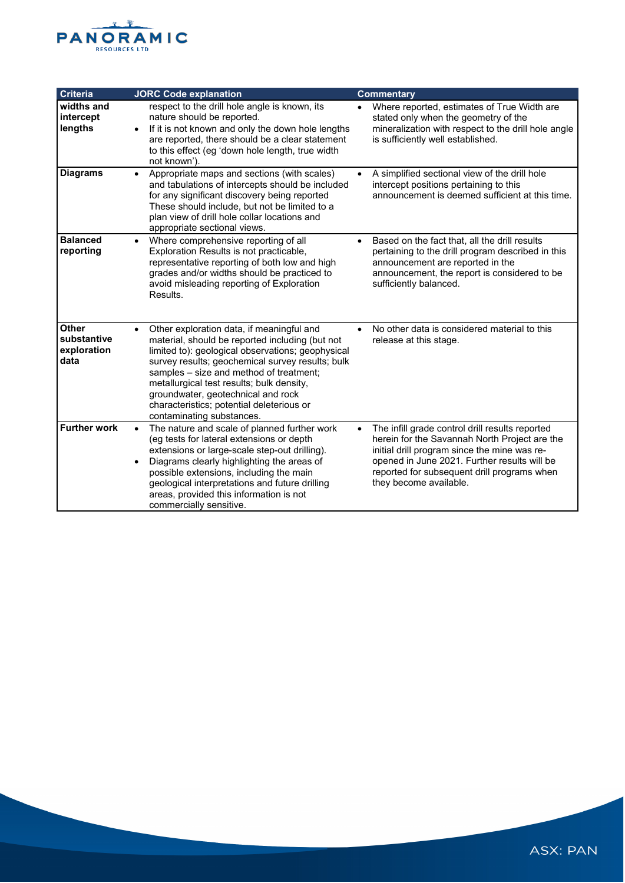| Criteria | JORC Code explanation | Commentary |
|---|---|---|
| widths and intercept lengths | respect to the drill hole angle is known, its nature should be reported.<br>• If it is not known and only the down hole lengths are reported, there should be a clear statement to this effect (eg 'down hole length, true width not known'). | • Where reported, estimates of True Width are stated only when the geometry of the mineralization with respect to the drill hole angle is sufficiently well established. |
| Diagrams | • Appropriate maps and sections (with scales) and tabulations of intercepts should be included for any significant discovery being reported These should include, but not be limited to a plan view of drill hole collar locations and appropriate sectional views. | • A simplified sectional view of the drill hole intercept positions pertaining to this announcement is deemed sufficient at this time. |
| Balanced reporting | • Where comprehensive reporting of all Exploration Results is not practicable, representative reporting of both low and high grades and/or widths should be practiced to avoid misleading reporting of Exploration Results. | • Based on the fact that, all the drill results pertaining to the drill program described in this announcement are reported in the announcement, the report is considered to be sufficiently balanced. |
| Other substantive exploration data | • Other exploration data, if meaningful and material, should be reported including (but not limited to): geological observations; geophysical survey results; geochemical survey results; bulk samples – size and method of treatment; metallurgical test results; bulk density, groundwater, geotechnical and rock characteristics; potential deleterious or contaminating substances. | • No other data is considered material to this release at this stage. |
| Further work | • The nature and scale of planned further work (eg tests for lateral extensions or depth extensions or large-scale step-out drilling).<br>• Diagrams clearly highlighting the areas of possible extensions, including the main geological interpretations and future drilling areas, provided this information is not commercially sensitive. | • The infill grade control drill results reported herein for the Savannah North Project are the initial drill program since the mine was re-opened in June 2021. Further results will be reported for subsequent drill programs when they become available. |